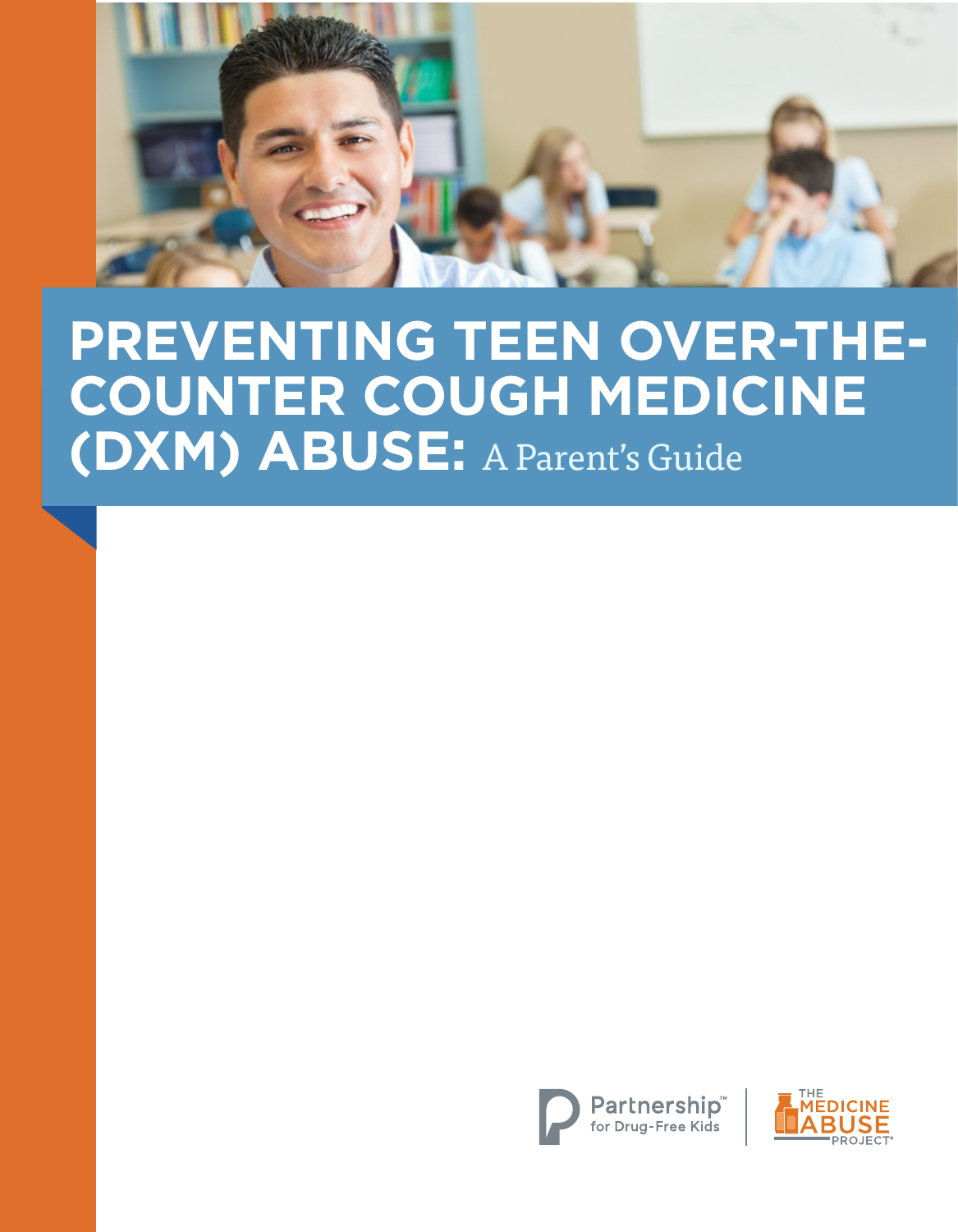# PREVENTING TEEN OVER-THE-COUNTER COUGH MEDICINE (DXM) ABUSE: A Parent's Guide

Partnership™ for Drug-Free Kids

THE MEDICINE ABUSE PROJECT®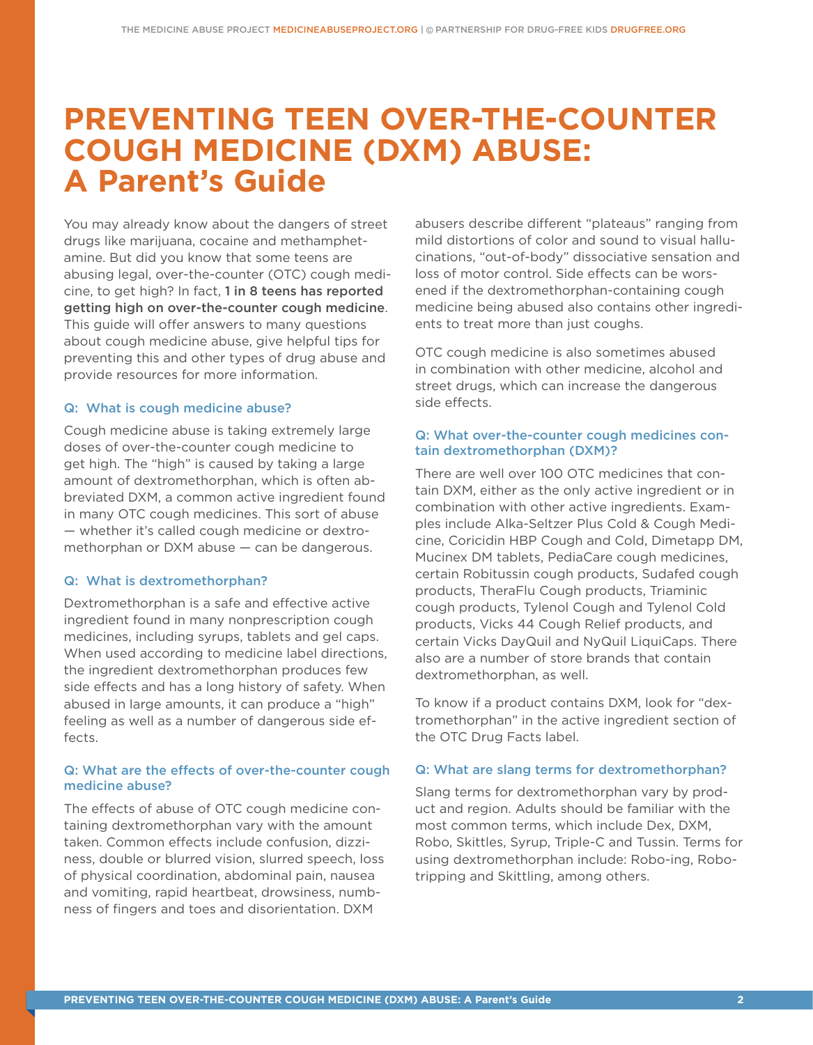# PREVENTING TEEN OVER-THE-COUNTER COUGH MEDICINE (DXM) ABUSE: A Parent's Guide

You may already know about the dangers of street drugs like marijuana, cocaine and methamphetamine. But did you know that some teens are abusing legal, over-the-counter (OTC) cough medicine, to get high? In fact, **1 in 8 teens has reported getting high on over-the-counter cough medicine**. This guide will offer answers to many questions about cough medicine abuse, give helpful tips for preventing this and other types of drug abuse and provide resources for more information.

### Q: What is cough medicine abuse?

Cough medicine abuse is taking extremely large doses of over-the-counter cough medicine to get high. The "high" is caused by taking a large amount of dextromethorphan, which is often abbreviated DXM, a common active ingredient found in many OTC cough medicines. This sort of abuse — whether it's called cough medicine or dextromethorphan or DXM abuse — can be dangerous.

### Q: What is dextromethorphan?

Dextromethorphan is a safe and effective active ingredient found in many nonprescription cough medicines, including syrups, tablets and gel caps. When used according to medicine label directions, the ingredient dextromethorphan produces few side effects and has a long history of safety. When abused in large amounts, it can produce a "high" feeling as well as a number of dangerous side effects.

### Q: What are the effects of over-the-counter cough medicine abuse?

The effects of abuse of OTC cough medicine containing dextromethorphan vary with the amount taken. Common effects include confusion, dizziness, double or blurred vision, slurred speech, loss of physical coordination, abdominal pain, nausea and vomiting, rapid heartbeat, drowsiness, numbness of fingers and toes and disorientation. DXM abusers describe different "plateaus" ranging from mild distortions of color and sound to visual hallucinations, "out-of-body" dissociative sensation and loss of motor control. Side effects can be worsened if the dextromethorphan-containing cough medicine being abused also contains other ingredients to treat more than just coughs.

OTC cough medicine is also sometimes abused in combination with other medicine, alcohol and street drugs, which can increase the dangerous side effects.

### Q: What over-the-counter cough medicines contain dextromethorphan (DXM)?

There are well over 100 OTC medicines that contain DXM, either as the only active ingredient or in combination with other active ingredients. Examples include Alka-Seltzer Plus Cold & Cough Medicine, Coricidin HBP Cough and Cold, Dimetapp DM, Mucinex DM tablets, PediaCare cough medicines, certain Robitussin cough products, Sudafed cough products, TheraFlu Cough products, Triaminic cough products, Tylenol Cough and Tylenol Cold products, Vicks 44 Cough Relief products, and certain Vicks DayQuil and NyQuil LiquiCaps. There also are a number of store brands that contain dextromethorphan, as well.

To know if a product contains DXM, look for "dextromethorphan" in the active ingredient section of the OTC Drug Facts label.

### Q: What are slang terms for dextromethorphan?

Slang terms for dextromethorphan vary by product and region. Adults should be familiar with the most common terms, which include Dex, DXM, Robo, Skittles, Syrup, Triple-C and Tussin. Terms for using dextromethorphan include: Robo-ing, Robotripping and Skittling, among others.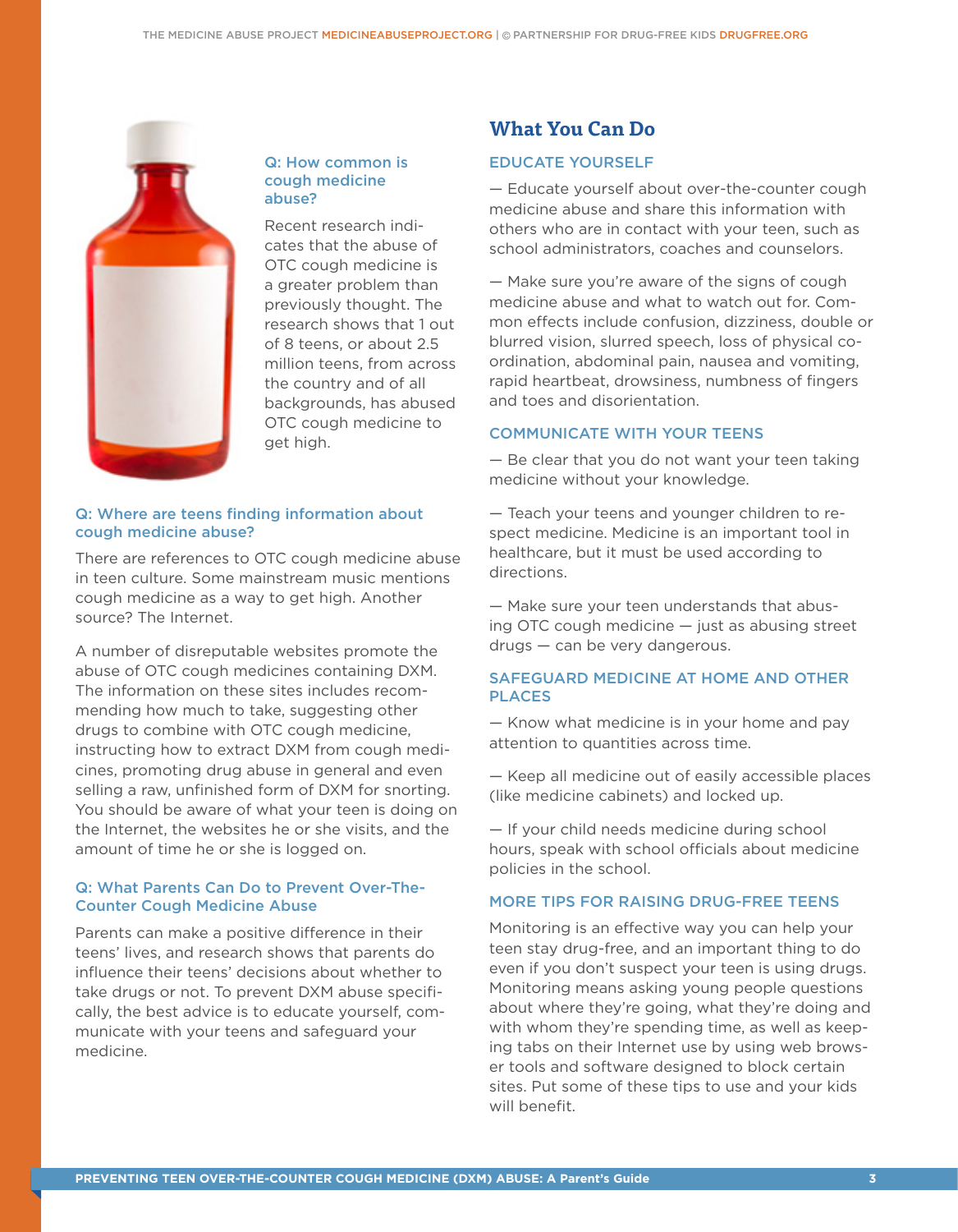### Q: How common is cough medicine abuse?

Recent research indicates that the abuse of OTC cough medicine is a greater problem than previously thought. The research shows that 1 out of 8 teens, or about 2.5 million teens, from across the country and of all backgrounds, has abused OTC cough medicine to get high.

### Q: Where are teens finding information about cough medicine abuse?

There are references to OTC cough medicine abuse in teen culture. Some mainstream music mentions cough medicine as a way to get high. Another source? The Internet.

A number of disreputable websites promote the abuse of OTC cough medicines containing DXM. The information on these sites includes recommending how much to take, suggesting other drugs to combine with OTC cough medicine, instructing how to extract DXM from cough medicines, promoting drug abuse in general and even selling a raw, unfinished form of DXM for snorting. You should be aware of what your teen is doing on the Internet, the websites he or she visits, and the amount of time he or she is logged on.

### Q: What Parents Can Do to Prevent Over-The-Counter Cough Medicine Abuse

Parents can make a positive difference in their teens' lives, and research shows that parents do influence their teens' decisions about whether to take drugs or not. To prevent DXM abuse specifically, the best advice is to educate yourself, communicate with your teens and safeguard your medicine.

## What You Can Do

### EDUCATE YOURSELF

— Educate yourself about over-the-counter cough medicine abuse and share this information with others who are in contact with your teen, such as school administrators, coaches and counselors.

— Make sure you're aware of the signs of cough medicine abuse and what to watch out for. Common effects include confusion, dizziness, double or blurred vision, slurred speech, loss of physical coordination, abdominal pain, nausea and vomiting, rapid heartbeat, drowsiness, numbness of fingers and toes and disorientation.

### COMMUNICATE WITH YOUR TEENS

— Be clear that you do not want your teen taking medicine without your knowledge.

— Teach your teens and younger children to respect medicine. Medicine is an important tool in healthcare, but it must be used according to directions.

— Make sure your teen understands that abusing OTC cough medicine — just as abusing street drugs — can be very dangerous.

### SAFEGUARD MEDICINE AT HOME AND OTHER PLACES

— Know what medicine is in your home and pay attention to quantities across time.

— Keep all medicine out of easily accessible places (like medicine cabinets) and locked up.

— If your child needs medicine during school hours, speak with school officials about medicine policies in the school.

### MORE TIPS FOR RAISING DRUG-FREE TEENS

Monitoring is an effective way you can help your teen stay drug-free, and an important thing to do even if you don't suspect your teen is using drugs. Monitoring means asking young people questions about where they're going, what they're doing and with whom they're spending time, as well as keeping tabs on their Internet use by using web browser tools and software designed to block certain sites. Put some of these tips to use and your kids will benefit.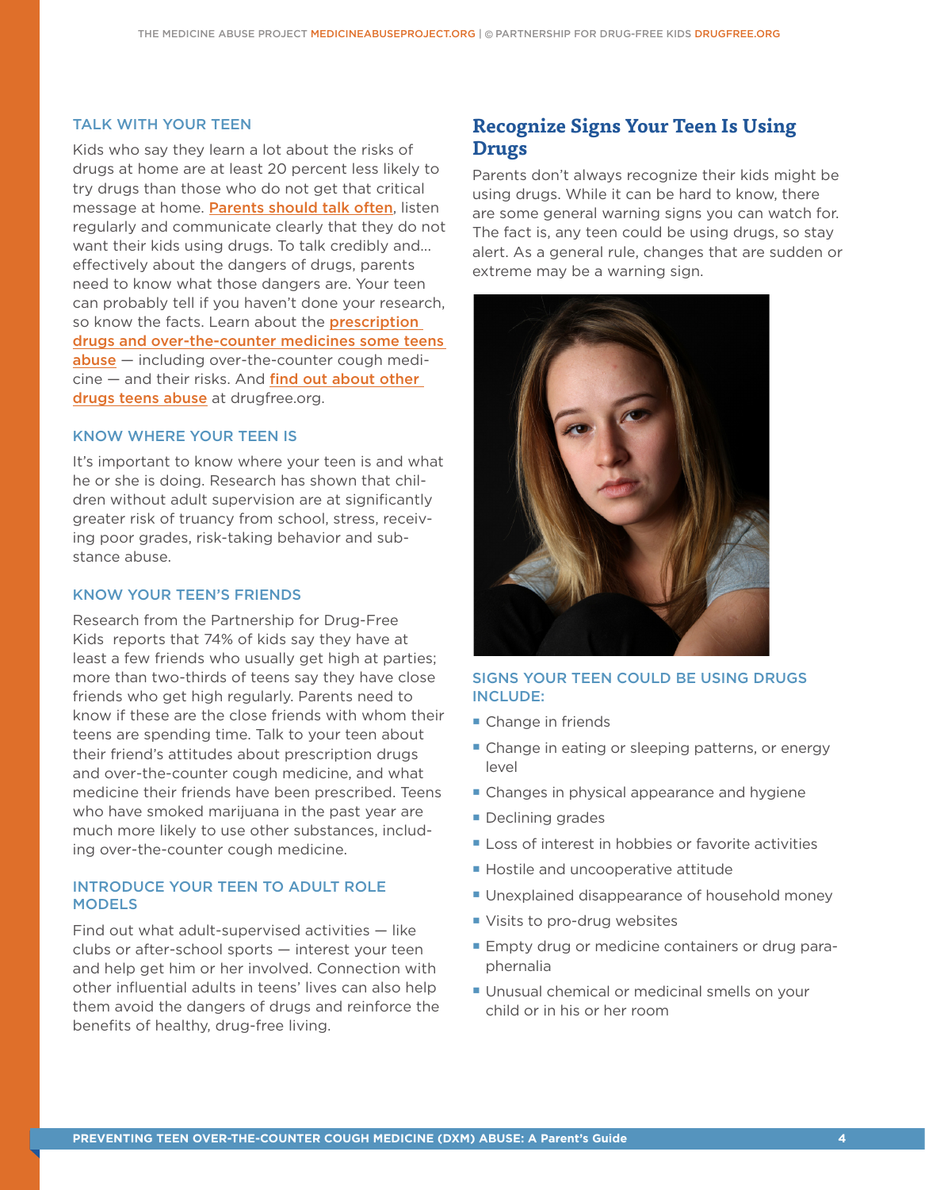### TALK WITH YOUR TEEN

Kids who say they learn a lot about the risks of drugs at home are at least 20 percent less likely to try drugs than those who do not get that critical message at home. Parents should talk often, listen regularly and communicate clearly that they do not want their kids using drugs. To talk credibly and... effectively about the dangers of drugs, parents need to know what those dangers are. Your teen can probably tell if you haven't done your research, so know the facts. Learn about the prescription drugs and over-the-counter medicines some teens abuse — including over-the-counter cough medicine — and their risks. And find out about other drugs teens abuse at drugfree.org.

### KNOW WHERE YOUR TEEN IS

It's important to know where your teen is and what he or she is doing. Research has shown that children without adult supervision are at significantly greater risk of truancy from school, stress, receiving poor grades, risk-taking behavior and substance abuse.

### KNOW YOUR TEEN'S FRIENDS

Research from the Partnership for Drug-Free Kids reports that 74% of kids say they have at least a few friends who usually get high at parties; more than two-thirds of teens say they have close friends who get high regularly. Parents need to know if these are the close friends with whom their teens are spending time. Talk to your teen about their friend's attitudes about prescription drugs and over-the-counter cough medicine, and what medicine their friends have been prescribed. Teens who have smoked marijuana in the past year are much more likely to use other substances, including over-the-counter cough medicine.

### INTRODUCE YOUR TEEN TO ADULT ROLE MODELS

Find out what adult-supervised activities — like clubs or after-school sports — interest your teen and help get him or her involved. Connection with other influential adults in teens' lives can also help them avoid the dangers of drugs and reinforce the benefits of healthy, drug-free living.

## Recognize Signs Your Teen Is Using Drugs

Parents don't always recognize their kids might be using drugs. While it can be hard to know, there are some general warning signs you can watch for. The fact is, any teen could be using drugs, so stay alert. As a general rule, changes that are sudden or extreme may be a warning sign.

### SIGNS YOUR TEEN COULD BE USING DRUGS INCLUDE:

- Change in friends
- Change in eating or sleeping patterns, or energy level
- Changes in physical appearance and hygiene
- Declining grades
- Loss of interest in hobbies or favorite activities
- Hostile and uncooperative attitude
- Unexplained disappearance of household money
- Visits to pro-drug websites
- Empty drug or medicine containers or drug paraphernalia
- Unusual chemical or medicinal smells on your child or in his or her room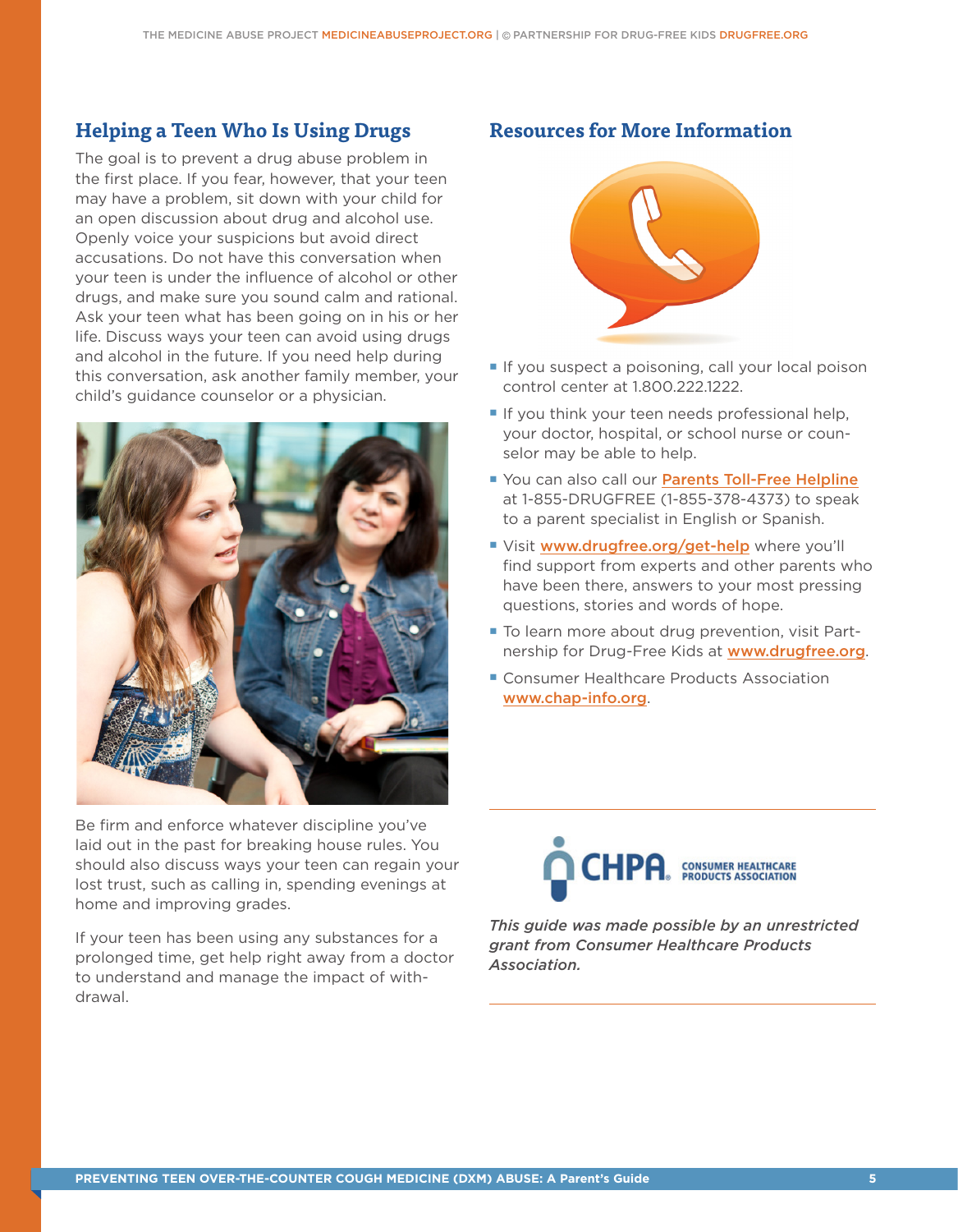## Helping a Teen Who Is Using Drugs

The goal is to prevent a drug abuse problem in the first place. If you fear, however, that your teen may have a problem, sit down with your child for an open discussion about drug and alcohol use. Openly voice your suspicions but avoid direct accusations. Do not have this conversation when your teen is under the influence of alcohol or other drugs, and make sure you sound calm and rational. Ask your teen what has been going on in his or her life. Discuss ways your teen can avoid using drugs and alcohol in the future. If you need help during this conversation, ask another family member, your child's guidance counselor or a physician.

Be firm and enforce whatever discipline you've laid out in the past for breaking house rules. You should also discuss ways your teen can regain your lost trust, such as calling in, spending evenings at home and improving grades.

If your teen has been using any substances for a prolonged time, get help right away from a doctor to understand and manage the impact of withdrawal.

## Resources for More Information

- If you suspect a poisoning, call your local poison control center at 1.800.222.1222.
- If you think your teen needs professional help, your doctor, hospital, or school nurse or counselor may be able to help.
- You can also call our Parents Toll-Free Helpline at 1-855-DRUGFREE (1-855-378-4373) to speak to a parent specialist in English or Spanish.
- Visit www.drugfree.org/get-help where you'll find support from experts and other parents who have been there, answers to your most pressing questions, stories and words of hope.
- To learn more about drug prevention, visit Partnership for Drug-Free Kids at www.drugfree.org.
- Consumer Healthcare Products Association www.chap-info.org.

CHPA CONSUMER HEALTHCARE PRODUCTS ASSOCIATION

*This guide was made possible by an unrestricted grant from Consumer Healthcare Products Association.*